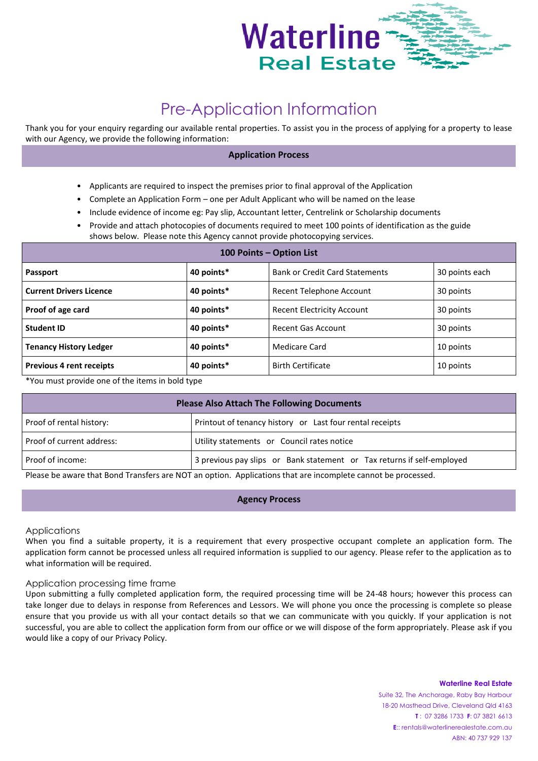# Waterline Real Estate

## Pre-Application Information

Thank you for your enquiry regarding our available rental properties. To assist you in the process of applying for a property to lease with our Agency, we provide the following information:

### Application Process

- Applicants are required to inspect the premises prior to final approval of the Application
- Complete an Application Form – one per Adult Applicant who will be named on the lease
- Include evidence of income eg: Pay slip, Accountant letter, Centrelink or Scholarship documents
- Provide and attach photocopies of documents required to meet 100 points of identification as the guide shows below. Please note this Agency cannot provide photocopying services.

| 100 Points – Option List | | | |
|---|---|---|---|
| **Passport** | **40 points*** | Bank or Credit Card Statements | 30 points each |
| **Current Drivers Licence** | **40 points*** | Recent Telephone Account | 30 points |
| **Proof of age card** | **40 points*** | Recent Electricity Account | 30 points |
| **Student ID** | **40 points*** | Recent Gas Account | 30 points |
| **Tenancy History Ledger** | **40 points*** | Medicare Card | 10 points |
| **Previous 4 rent receipts** | **40 points*** | Birth Certificate | 10 points |

*You must provide one of the items in bold type

| Please Also Attach The Following Documents | |
|---|---|
| Proof of rental history: | Printout of tenancy history or Last four rental receipts |
| Proof of current address: | Utility statements or Council rates notice |
| Proof of income: | 3 previous pay slips or Bank statement or Tax returns if self-employed |

Please be aware that Bond Transfers are NOT an option. Applications that are incomplete cannot be processed.

### Agency Process

#### Applications

When you find a suitable property, it is a requirement that every prospective occupant complete an application form. The application form cannot be processed unless all required information is supplied to our agency. Please refer to the application as to what information will be required.

#### Application processing time frame

Upon submitting a fully completed application form, the required processing time will be 24-48 hours; however this process can take longer due to delays in response from References and Lessors. We will phone you once the processing is complete so please ensure that you provide us with all your contact details so that we can communicate with you quickly. If your application is not successful, you are able to collect the application form from our office or we will dispose of the form appropriately. Please ask if you would like a copy of our Privacy Policy.

**Waterline Real Estate**
Suite 32, The Anchorage, Raby Bay Harbour
18-20 Masthead Drive, Cleveland Qld 4163
**T** : 07 3286 1733 **F**: 07 3821 6613
**E**:: rentals@waterlinerealestate.com.au
ABN: 40 737 929 137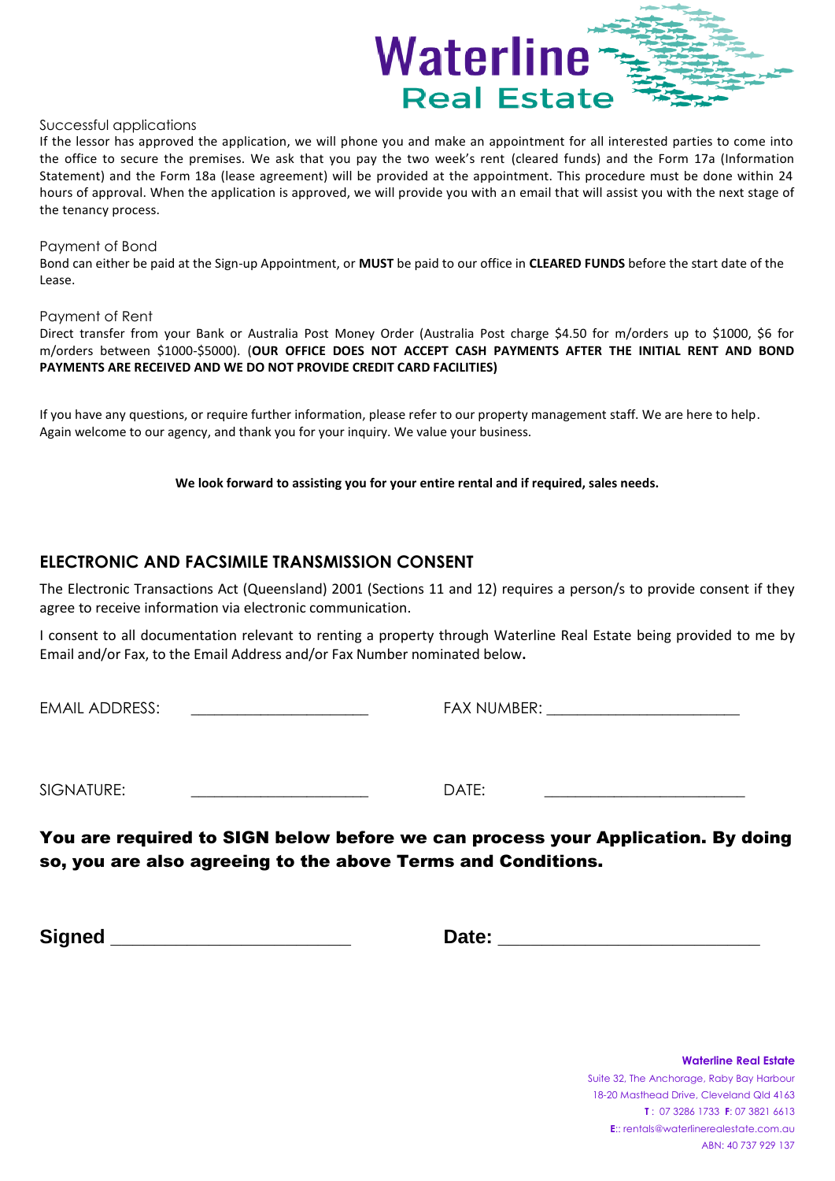Successful applications

If the lessor has approved the application, we will phone you and make an appointment for all interested parties to come into the office to secure the premises. We ask that you pay the two week's rent (cleared funds) and the Form 17a (Information Statement) and the Form 18a (lease agreement) will be provided at the appointment. This procedure must be done within 24 hours of approval. When the application is approved, we will provide you with an email that will assist you with the next stage of the tenancy process.

Payment of Bond

Bond can either be paid at the Sign-up Appointment, or **MUST** be paid to our office in **CLEARED FUNDS** before the start date of the Lease.

Payment of Rent

Direct transfer from your Bank or Australia Post Money Order (Australia Post charge $4.50 for m/orders up to $1000, $6 for m/orders between $1000-$5000). (**OUR OFFICE DOES NOT ACCEPT CASH PAYMENTS AFTER THE INITIAL RENT AND BOND PAYMENTS ARE RECEIVED AND WE DO NOT PROVIDE CREDIT CARD FACILITIES)**

If you have any questions, or require further information, please refer to our property management staff. We are here to help. Again welcome to our agency, and thank you for your inquiry. We value your business.

**We look forward to assisting you for your entire rental and if required, sales needs.**

## ELECTRONIC AND FACSIMILE TRANSMISSION CONSENT

The Electronic Transactions Act (Queensland) 2001 (Sections 11 and 12) requires a person/s to provide consent if they agree to receive information via electronic communication.

I consent to all documentation relevant to renting a property through Waterline Real Estate being provided to me by Email and/or Fax, to the Email Address and/or Fax Number nominated below.

EMAIL ADDRESS: ______________________ FAX NUMBER: ________________________

SIGNATURE: ______________________ DATE: ________________________

**You are required to SIGN below before we can process your Application. By doing so, you are also agreeing to the above Terms and Conditions.**

**Signed** ________________________ **Date:** __________________________

**Waterline Real Estate**
Suite 32, The Anchorage, Raby Bay Harbour
18-20 Masthead Drive, Cleveland Qld 4163
**T**: 07 3286 1733 **F**: 07 3821 6613
**E**:: rentals@waterlinerealestate.com.au
ABN: 40 737 929 137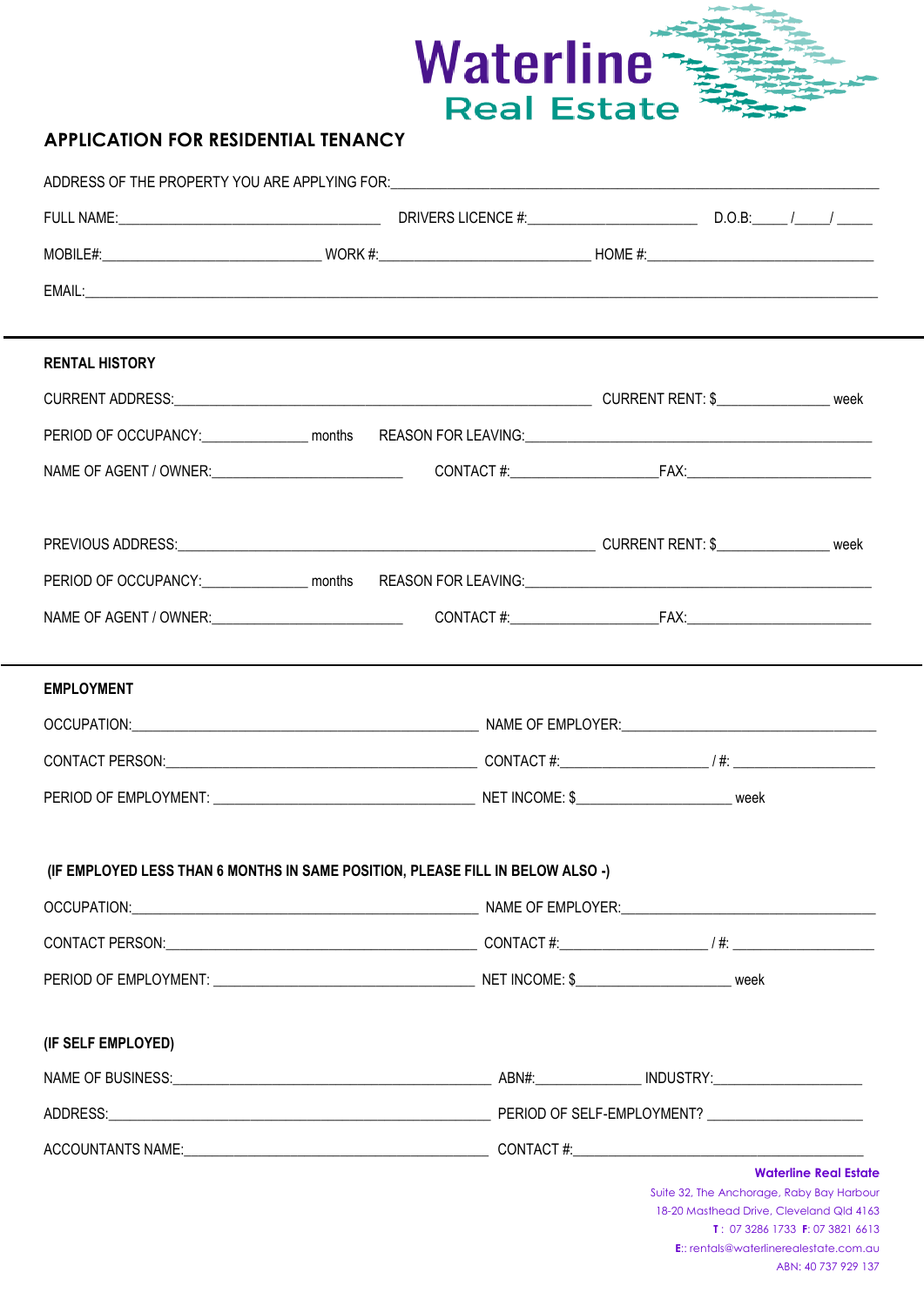Waterline
Real Estate

## APPLICATION FOR RESIDENTIAL TENANCY

ADDRESS OF THE PROPERTY YOU ARE APPLYING FOR:______________________________________________________________

FULL NAME:________________________________ DRIVERS LICENCE #:______________________ D.O.B:_____ /_____/ _____

MOBILE#:___________________________ WORK #:___________________________ HOME #:______________________________

EMAIL:___________________________________________________________________________________________

---

### RENTAL HISTORY

CURRENT ADDRESS:____________________________________________________ CURRENT RENT: $_______________ week

PERIOD OF OCCUPANCY:______________ months REASON FOR LEAVING:_____________________________________________

NAME OF AGENT / OWNER:_________________________ CONTACT #:___________________FAX:_______________________

PREVIOUS ADDRESS:___________________________________________________ CURRENT RENT: $_______________ week

PERIOD OF OCCUPANCY:______________ months REASON FOR LEAVING:_____________________________________________

NAME OF AGENT / OWNER:_________________________ CONTACT #:___________________FAX:_______________________

---

### EMPLOYMENT

OCCUPATION:_____________________________________________ NAME OF EMPLOYER:________________________________

CONTACT PERSON:_________________________________________ CONTACT #:____________________ / #: __________________

PERIOD OF EMPLOYMENT: __________________________________ NET INCOME: $____________________ week

**(IF EMPLOYED LESS THAN 6 MONTHS IN SAME POSITION, PLEASE FILL IN BELOW ALSO -)**

OCCUPATION:_____________________________________________ NAME OF EMPLOYER:________________________________

CONTACT PERSON:_________________________________________ CONTACT #:____________________ / #: __________________

PERIOD OF EMPLOYMENT: __________________________________ NET INCOME: $____________________ week

**(IF SELF EMPLOYED)**

NAME OF BUSINESS:_____________________________________________ ABN#:______________ INDUSTRY:__________________

ADDRESS:______________________________________________________ PERIOD OF SELF-EMPLOYMENT? _____________________

ACCOUNTANTS NAME:____________________________________________ CONTACT #:______________________________________

**Waterline Real Estate**
Suite 32, The Anchorage, Raby Bay Harbour
18-20 Masthead Drive, Cleveland Qld 4163
**T** : 07 3286 1733 **F:** 07 3821 6613
**E:**: rentals@waterlinerealestate.com.au
ABN: 40 737 929 137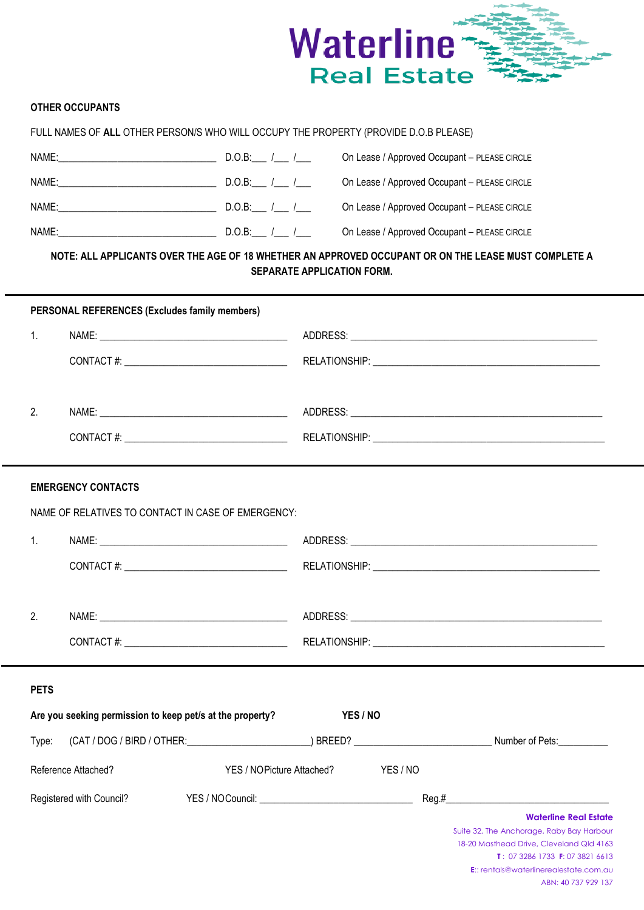**Waterline**
**Real Estate**

**OTHER OCCUPANTS**

FULL NAMES OF **ALL** OTHER PERSON/S WHO WILL OCCUPY THE PROPERTY (PROVIDE D.O.B PLEASE)

NAME:_______________________________ D.O.B:___ /___ /___ On Lease / Approved Occupant – PLEASE CIRCLE

NAME:_______________________________ D.O.B:___ /___ /___ On Lease / Approved Occupant – PLEASE CIRCLE

NAME:_______________________________ D.O.B:___ /___ /___ On Lease / Approved Occupant – PLEASE CIRCLE

NAME:_______________________________ D.O.B:___ /___ /___ On Lease / Approved Occupant – PLEASE CIRCLE

**NOTE: ALL APPLICANTS OVER THE AGE OF 18 WHETHER AN APPROVED OCCUPANT OR ON THE LEASE MUST COMPLETE A SEPARATE APPLICATION FORM.**

---

**PERSONAL REFERENCES (Excludes family members)**

1. NAME: ____________________________________ ADDRESS: ________________________________________________

   CONTACT #: _______________________________ RELATIONSHIP: ____________________________________________

2. NAME: ____________________________________ ADDRESS: ________________________________________________

   CONTACT #: _______________________________ RELATIONSHIP: ____________________________________________

---

**EMERGENCY CONTACTS**

NAME OF RELATIVES TO CONTACT IN CASE OF EMERGENCY:

1. NAME: ____________________________________ ADDRESS: ________________________________________________

   CONTACT #: _______________________________ RELATIONSHIP: ____________________________________________

2. NAME: ____________________________________ ADDRESS: ________________________________________________

   CONTACT #: _______________________________ RELATIONSHIP: ____________________________________________

---

**PETS**

**Are you seeking permission to keep pet/s at the property?** **YES / NO**

Type: (CAT / DOG / BIRD / OTHER:_______________________) BREED? __________________________ Number of Pets:__________

Reference Attached? YES / NO Picture Attached? YES / NO

Registered with Council? YES / NO Council: ______________________________ Reg.#______________________________

**Waterline Real Estate**
Suite 32, The Anchorage, Raby Bay Harbour
18-20 Masthead Drive, Cleveland Qld 4163
**T**: 07 3286 1733 **F**: 07 3821 6613
**E**:: rentals@waterlinerealestate.com.au
ABN: 40 737 929 137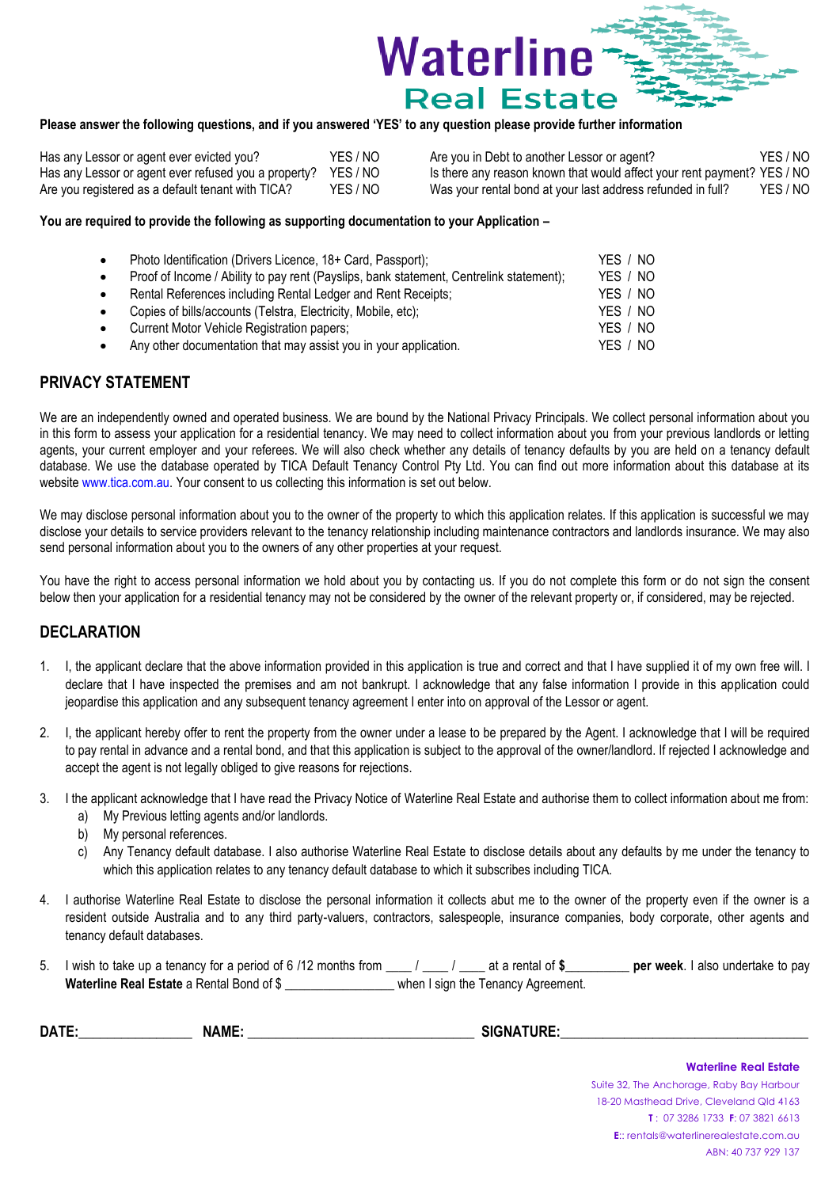# Waterline Real Estate

**Please answer the following questions, and if you answered 'YES' to any question please provide further information**

| | | | |
|---|---|---|---|
| Has any Lessor or agent ever evicted you? | YES / NO | Are you in Debt to another Lessor or agent? | YES / NO |
| Has any Lessor or agent ever refused you a property? | YES / NO | Is there any reason known that would affect your rent payment? | YES / NO |
| Are you registered as a default tenant with TICA? | YES / NO | Was your rental bond at your last address refunded in full? | YES / NO |

**You are required to provide the following as supporting documentation to your Application –**

- Photo Identification (Drivers Licence, 18+ Card, Passport); YES / NO
- Proof of Income / Ability to pay rent (Payslips, bank statement, Centrelink statement); YES / NO
- Rental References including Rental Ledger and Rent Receipts; YES / NO
- Copies of bills/accounts (Telstra, Electricity, Mobile, etc); YES / NO
- Current Motor Vehicle Registration papers; YES / NO
- Any other documentation that may assist you in your application. YES / NO

## PRIVACY STATEMENT

We are an independently owned and operated business. We are bound by the National Privacy Principals. We collect personal information about you in this form to assess your application for a residential tenancy. We may need to collect information about you from your previous landlords or letting agents, your current employer and your referees. We will also check whether any details of tenancy defaults by you are held on a tenancy default database. We use the database operated by TICA Default Tenancy Control Pty Ltd. You can find out more information about this database at its website www.tica.com.au. Your consent to us collecting this information is set out below.

We may disclose personal information about you to the owner of the property to which this application relates. If this application is successful we may disclose your details to service providers relevant to the tenancy relationship including maintenance contractors and landlords insurance. We may also send personal information about you to the owners of any other properties at your request.

You have the right to access personal information we hold about you by contacting us. If you do not complete this form or do not sign the consent below then your application for a residential tenancy may not be considered by the owner of the relevant property or, if considered, may be rejected.

## DECLARATION

1. I, the applicant declare that the above information provided in this application is true and correct and that I have supplied it of my own free will. I declare that I have inspected the premises and am not bankrupt. I acknowledge that any false information I provide in this application could jeopardise this application and any subsequent tenancy agreement I enter into on approval of the Lessor or agent.

2. I, the applicant hereby offer to rent the property from the owner under a lease to be prepared by the Agent. I acknowledge that I will be required to pay rental in advance and a rental bond, and that this application is subject to the approval of the owner/landlord. If rejected I acknowledge and accept the agent is not legally obliged to give reasons for rejections.

3. I the applicant acknowledge that I have read the Privacy Notice of Waterline Real Estate and authorise them to collect information about me from:
   a) My Previous letting agents and/or landlords.
   b) My personal references.
   c) Any Tenancy default database. I also authorise Waterline Real Estate to disclose details about any defaults by me under the tenancy to which this application relates to any tenancy default database to which it subscribes including TICA.

4. I authorise Waterline Real Estate to disclose the personal information it collects abut me to the owner of the property even if the owner is a resident outside Australia and to any third party-valuers, contractors, salespeople, insurance companies, body corporate, other agents and tenancy default databases.

5. I wish to take up a tenancy for a period of 6 /12 months from ____ / ____ / ____ at a rental of **$**_________ **per week**. I also undertake to pay **Waterline Real Estate** a Rental Bond of $ ________________ when I sign the Tenancy Agreement.

**DATE:**________________ **NAME:** ________________________________ **SIGNATURE:**___________________________________

**Waterline Real Estate**
Suite 32, The Anchorage, Raby Bay Harbour
18-20 Masthead Drive, Cleveland Qld 4163
**T** : 07 3286 1733 **F:** 07 3821 6613
**E:**: rentals@waterlinerealestate.com.au
ABN: 40 737 929 137